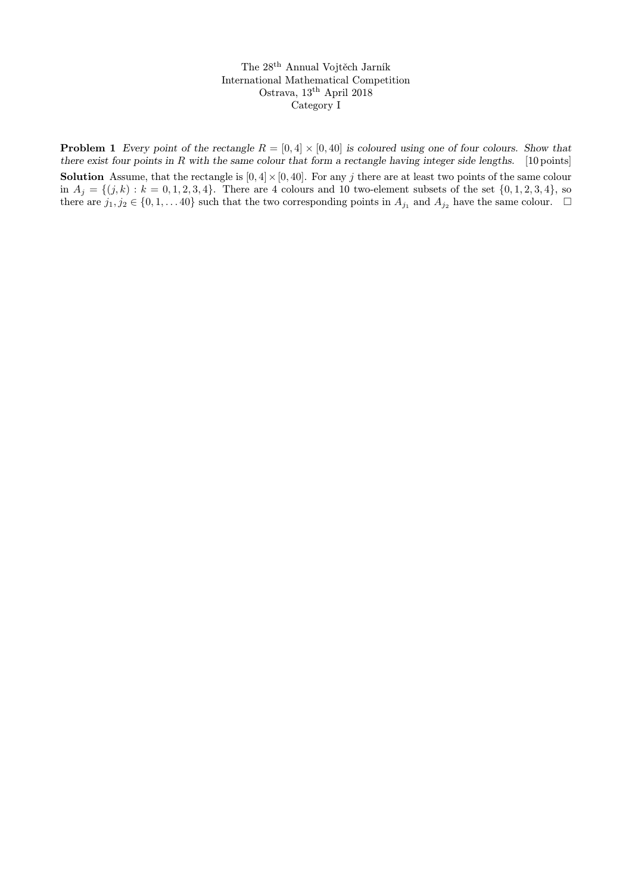The 28th Annual Vojtěch Jarník
International Mathematical Competition
Ostrava, 13th April 2018
Category I

**Problem 1** *Every point of the rectangle $R = [0, 4] \times [0, 40]$ is coloured using one of four colours. Show that there exist four points in $R$ with the same colour that form a rectangle having integer side lengths.* [10 points]

**Solution** Assume, that the rectangle is $[0, 4] \times [0, 40]$. For any $j$ there are at least two points of the same colour in $A_j = \{(j, k) : k = 0, 1, 2, 3, 4\}$. There are 4 colours and 10 two-element subsets of the set $\{0, 1, 2, 3, 4\}$, so there are $j_1, j_2 \in \{0, 1, \ldots 40\}$ such that the two corresponding points in $A_{j_1}$ and $A_{j_2}$ have the same colour. $\square$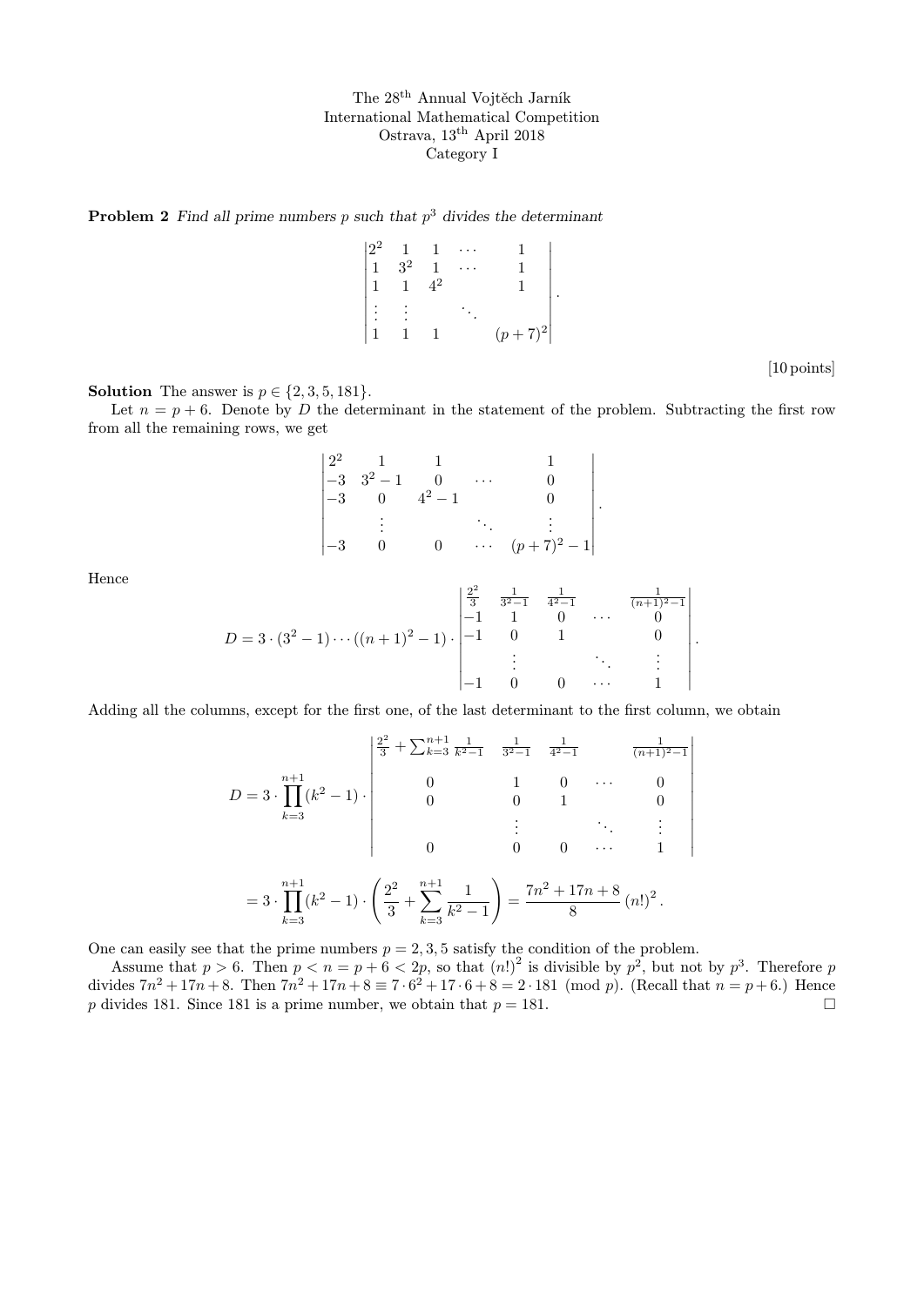The 28[th] Annual Vojtěch Jarník
International Mathematical Competition
Ostrava, 13[th] April 2018
Category I

**Problem 2** *Find all prime numbers $p$ such that $p^3$ divides the determinant*

$$\begin{vmatrix} 2^2 & 1 & 1 & \cdots & 1 \\ 1 & 3^2 & 1 & \cdots & 1 \\ 1 & 1 & 4^2 & & 1 \\ \vdots & \vdots & & \ddots & \\ 1 & 1 & 1 & & (p+7)^2 \end{vmatrix}.$$

[10 points]

**Solution** The answer is $p \in \{2, 3, 5, 181\}$.

Let $n = p + 6$. Denote by $D$ the determinant in the statement of the problem. Subtracting the first row from all the remaining rows, we get

$$\begin{vmatrix} 2^2 & 1 & 1 & & 1 \\ -3 & 3^2 - 1 & 0 & \cdots & 0 \\ -3 & 0 & 4^2 - 1 & & 0 \\ & \vdots & & \ddots & \vdots \\ -3 & 0 & 0 & \cdots & (p+7)^2 - 1 \end{vmatrix}.$$

Hence

$$D = 3 \cdot (3^2 - 1) \cdots ((n+1)^2 - 1) \cdot \begin{vmatrix} \frac{2^2}{3} & \frac{1}{3^2 - 1} & \frac{1}{4^2 - 1} & & \frac{1}{(n+1)^2 - 1} \\ -1 & 1 & 0 & \cdots & 0 \\ -1 & 0 & 1 & & 0 \\ & \vdots & & \ddots & \vdots \\ -1 & 0 & 0 & \cdots & 1 \end{vmatrix}.$$

Adding all the columns, except for the first one, of the last determinant to the first column, we obtain

$$D = 3 \cdot \prod_{k=3}^{n+1} (k^2 - 1) \cdot \begin{vmatrix} \frac{2^2}{3} + \sum_{k=3}^{n+1} \frac{1}{k^2 - 1} & \frac{1}{3^2 - 1} & \frac{1}{4^2 - 1} & & \frac{1}{(n+1)^2 - 1} \\ 0 & 1 & 0 & \cdots & 0 \\ 0 & 0 & 1 & & 0 \\ & \vdots & & \ddots & \vdots \\ 0 & 0 & 0 & \cdots & 1 \end{vmatrix}$$

$$= 3 \cdot \prod_{k=3}^{n+1} (k^2 - 1) \cdot \left( \frac{2^2}{3} + \sum_{k=3}^{n+1} \frac{1}{k^2 - 1} \right) = \frac{7n^2 + 17n + 8}{8} (n!)^2.$$

One can easily see that the prime numbers $p = 2, 3, 5$ satisfy the condition of the problem.

Assume that $p > 6$. Then $p < n = p + 6 < 2p$, so that $(n!)^2$ is divisible by $p^2$, but not by $p^3$. Therefore $p$ divides $7n^2 + 17n + 8$. Then $7n^2 + 17n + 8 \equiv 7 \cdot 6^2 + 17 \cdot 6 + 8 = 2 \cdot 181 \pmod{p}$. (Recall that $n = p + 6$.) Hence $p$ divides 181. Since 181 is a prime number, we obtain that $p = 181$. $\square$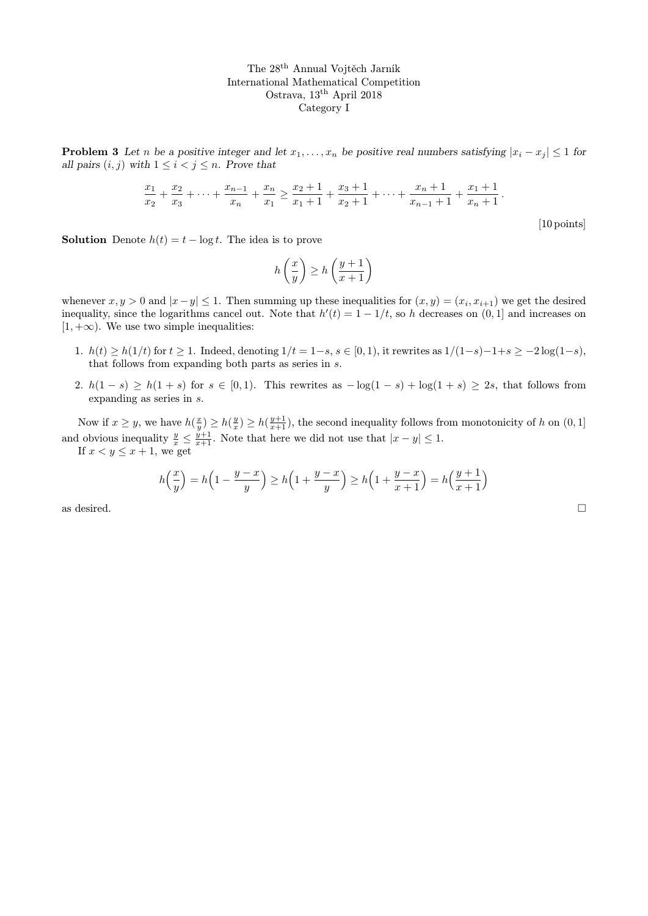The 28[th] Annual Vojtěch Jarník
International Mathematical Competition
Ostrava, 13[th] April 2018
Category I

**Problem 3** *Let $n$ be a positive integer and let $x_1, \dots, x_n$ be positive real numbers satisfying $|x_i - x_j| \le 1$ for all pairs $(i, j)$ with $1 \le i < j \le n$. Prove that*

$$\frac{x_1}{x_2} + \frac{x_2}{x_3} + \cdots + \frac{x_{n-1}}{x_n} + \frac{x_n}{x_1} \ge \frac{x_2+1}{x_1+1} + \frac{x_3+1}{x_2+1} + \cdots + \frac{x_n+1}{x_{n-1}+1} + \frac{x_1+1}{x_n+1}.$$

[10 points]

**Solution** Denote $h(t) = t - \log t$. The idea is to prove

$$h\left(\frac{x}{y}\right) \ge h\left(\frac{y+1}{x+1}\right)$$

whenever $x, y > 0$ and $|x - y| \le 1$. Then summing up these inequalities for $(x, y) = (x_i, x_{i+1})$ we get the desired inequality, since the logarithms cancel out. Note that $h'(t) = 1 - 1/t$, so $h$ decreases on $(0, 1]$ and increases on $[1, +\infty)$. We use two simple inequalities:

1. $h(t) \ge h(1/t)$ for $t \ge 1$. Indeed, denoting $1/t = 1-s$, $s \in [0, 1)$, it rewrites as $1/(1-s) - 1 + s \ge -2\log(1-s)$, that follows from expanding both parts as series in $s$.
2. $h(1 - s) \ge h(1 + s)$ for $s \in [0, 1)$. This rewrites as $-\log(1 - s) + \log(1 + s) \ge 2s$, that follows from expanding as series in $s$.

Now if $x \ge y$, we have $h(\frac{x}{y}) \ge h(\frac{y}{x}) \ge h(\frac{y+1}{x+1})$, the second inequality follows from monotonicity of $h$ on $(0, 1]$ and obvious inequality $\frac{y}{x} \le \frac{y+1}{x+1}$. Note that here we did not use that $|x - y| \le 1$.

If $x < y \le x + 1$, we get

$$h\Big(\frac{x}{y}\Big) = h\Big(1 - \frac{y-x}{y}\Big) \ge h\Big(1 + \frac{y-x}{y}\Big) \ge h\Big(1 + \frac{y-x}{x+1}\Big) = h\Big(\frac{y+1}{x+1}\Big)$$

as desired. □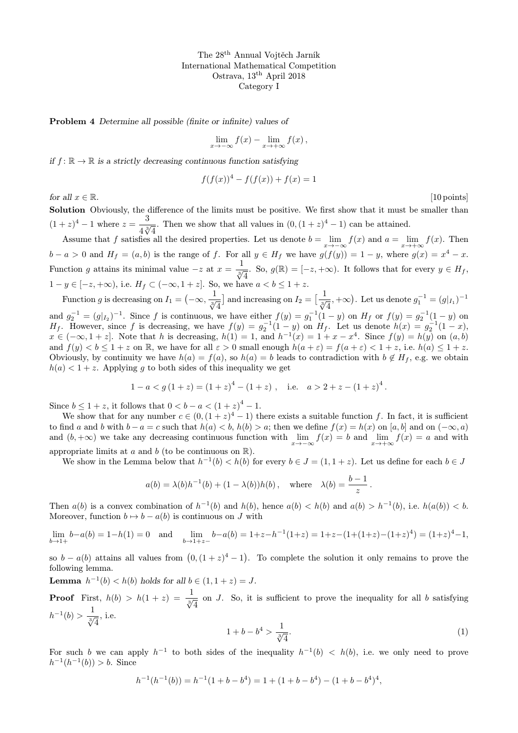The 28[th] Annual Vojtěch Jarník
International Mathematical Competition
Ostrava, 13[th] April 2018
Category I

**Problem 4** *Determine all possible (finite or infinite) values of*

$$\lim_{x\to-\infty} f(x) - \lim_{x\to+\infty} f(x)\,,$$

*if* $f\colon \mathbb{R}\to\mathbb{R}$ *is a strictly decreasing continuous function satisfying*

$$f(f(x))^4 - f(f(x)) + f(x) = 1$$

*for all* $x \in \mathbb{R}$. [10 points]

**Solution** Obviously, the difference of the limits must be positive. We first show that it must be smaller than $(1+z)^4 - 1$ where $z = \dfrac{3}{4\sqrt[3]{4}}$. Then we show that all values in $(0, (1+z)^4 - 1)$ can be attained.

Assume that $f$ satisfies all the desired properties. Let us denote $b = \lim\limits_{x\to-\infty} f(x)$ and $a = \lim\limits_{x\to+\infty} f(x)$. Then $b - a > 0$ and $H_f = (a, b)$ is the range of $f$. For all $y \in H_f$ we have $g(f(y)) = 1 - y$, where $g(x) = x^4 - x$. Function $g$ attains its minimal value $-z$ at $x = \dfrac{1}{\sqrt[3]{4}}$. So, $g(\mathbb{R}) = [-z, +\infty)$. It follows that for every $y \in H_f$, $1 - y \in [-z, +\infty)$, i.e. $H_f \subset (-\infty, 1+z]$. So, we have $a < b \le 1 + z$.

Function $g$ is decreasing on $I_1 = \big(-\infty, \frac{1}{\sqrt[3]{4}}\big]$ and increasing on $I_2 = \big[\frac{1}{\sqrt[3]{4}}, +\infty\big)$. Let us denote $g_1^{-1} = (g|_{I_1})^{-1}$ and $g_2^{-1} = (g|_{I_2})^{-1}$. Since $f$ is continuous, we have either $f(y) = g_1^{-1}(1-y)$ on $H_f$ or $f(y) = g_2^{-1}(1-y)$ on $H_f$. However, since $f$ is decreasing, we have $f(y) = g_2^{-1}(1-y)$ on $H_f$. Let us denote $h(x) = g_2^{-1}(1-x)$, $x \in (-\infty, 1+z]$. Note that $h$ is decreasing, $h(1) = 1$, and $h^{-1}(x) = 1 + x - x^4$. Since $f(y) = h(y)$ on $(a, b)$ and $f(y) < b \le 1 + z$ on $\mathbb{R}$, we have for all $\varepsilon > 0$ small enough $h(a+\varepsilon) = f(a+\varepsilon) < 1 + z$, i.e. $h(a) \le 1 + z$. Obviously, by continuity we have $h(a) = f(a)$, so $h(a) = b$ leads to contradiction with $b \notin H_f$, e.g. we obtain $h(a) < 1 + z$. Applying $g$ to both sides of this inequality we get

$$1 - a < g(1+z) = (1+z)^4 - (1+z)\,, \quad \text{i.e.} \quad a > 2 + z - (1+z)^4\,.$$

Since $b \le 1 + z$, it follows that $0 < b - a < (1+z)^4 - 1$.

We show that for any number $c \in (0, (1+z)^4 - 1)$ there exists a suitable function $f$. In fact, it is sufficient to find $a$ and $b$ with $b - a = c$ such that $h(a) < b$, $h(b) > a$; then we define $f(x) = h(x)$ on $[a, b]$ and on $(-\infty, a)$ and $(b, +\infty)$ we take any decreasing continuous function with $\lim\limits_{x\to-\infty} f(x) = b$ and $\lim\limits_{x\to+\infty} f(x) = a$ and with appropriate limits at $a$ and $b$ (to be continuous on $\mathbb{R}$).

We show in the Lemma below that $h^{-1}(b) < h(b)$ for every $b \in J = (1, 1+z)$. Let us define for each $b \in J$

$$a(b) = \lambda(b)h^{-1}(b) + (1 - \lambda(b))h(b)\,, \quad \text{where} \quad \lambda(b) = \frac{b-1}{z}\,.$$

Then $a(b)$ is a convex combination of $h^{-1}(b)$ and $h(b)$, hence $a(b) < h(b)$ and $a(b) > h^{-1}(b)$, i.e. $h(a(b)) < b$. Moreover, function $b \mapsto b - a(b)$ is continuous on $J$ with

$$\lim_{b\to1+} b - a(b) = 1 - h(1) = 0 \quad \text{and} \quad \lim_{b\to1+z-} b - a(b) = 1 + z - h^{-1}(1+z) = 1 + z - (1 + (1+z) - (1+z)^4) = (1+z)^4 - 1,$$

so $b - a(b)$ attains all values from $\big(0, (1+z)^4 - 1\big)$. To complete the solution it only remains to prove the following lemma.

**Lemma** *$h^{-1}(b) < h(b)$ holds for all $b \in (1, 1+z) = J$.*

**Proof** First, $h(b) > h(1+z) = \dfrac{1}{\sqrt[3]{4}}$ on $J$. So, it is sufficient to prove the inequality for all $b$ satisfying $h^{-1}(b) > \dfrac{1}{\sqrt[3]{4}}$, i.e.

$$1 + b - b^4 > \frac{1}{\sqrt[3]{4}}. \tag{1}$$

For such $b$ we can apply $h^{-1}$ to both sides of the inequality $h^{-1}(b) < h(b)$, i.e. we only need to prove $h^{-1}(h^{-1}(b)) > b$. Since

$$h^{-1}(h^{-1}(b)) = h^{-1}(1 + b - b^4) = 1 + (1 + b - b^4) - (1 + b - b^4)^4,$$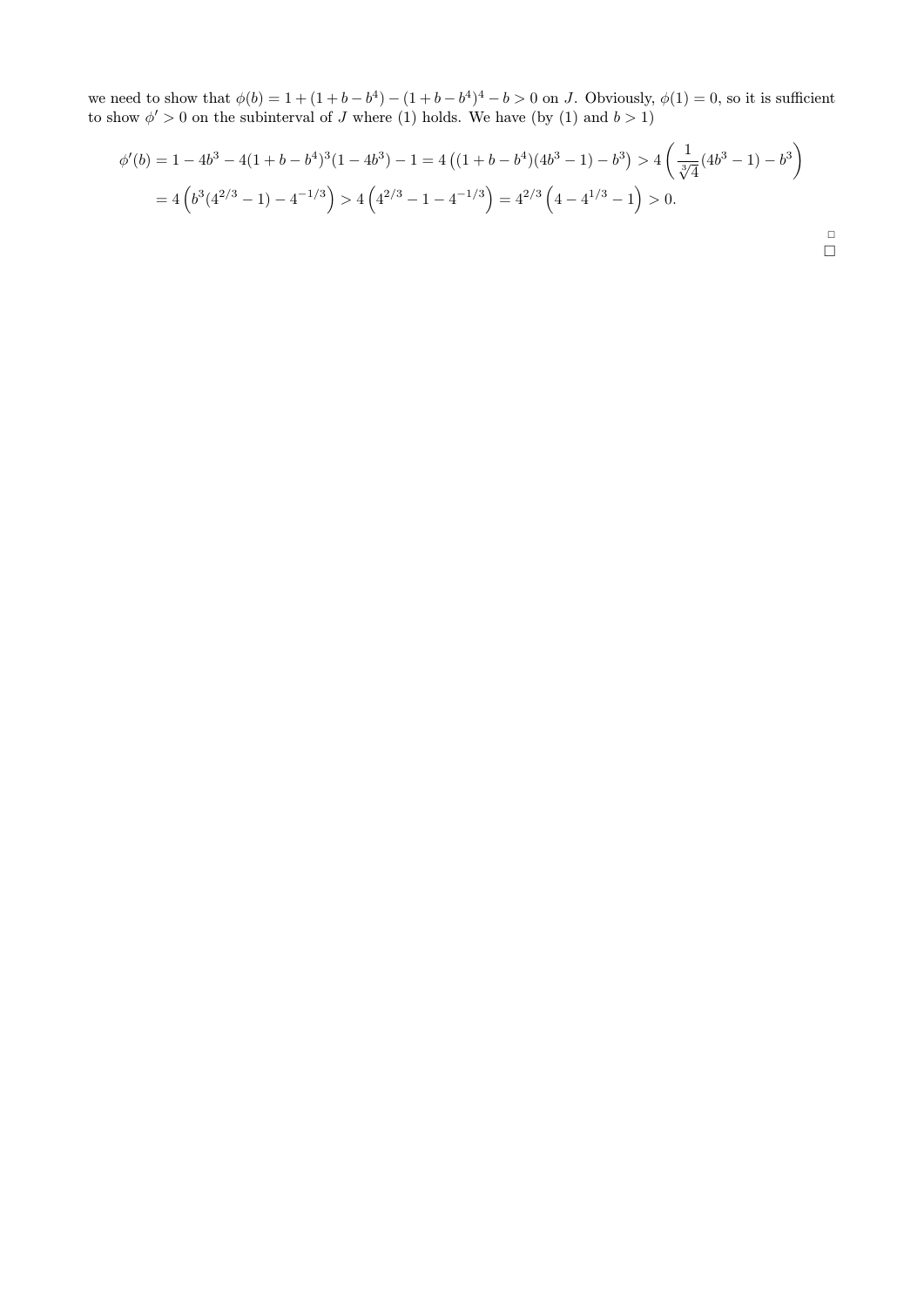we need to show that $\phi(b) = 1 + (1 + b - b^4) - (1 + b - b^4)^4 - b > 0$ on $J$. Obviously, $\phi(1) = 0$, so it is sufficient to show $\phi' > 0$ on the subinterval of $J$ where (1) holds. We have (by (1) and $b > 1$)

$$
\begin{aligned}
\phi'(b) &= 1 - 4b^3 - 4(1 + b - b^4)^3(1 - 4b^3) - 1 = 4\left((1 + b - b^4)(4b^3 - 1) - b^3\right) > 4\left(\frac{1}{\sqrt[3]{4}}(4b^3 - 1) - b^3\right) \\
&= 4\left(b^3(4^{2/3} - 1) - 4^{-1/3}\right) > 4\left(4^{2/3} - 1 - 4^{-1/3}\right) = 4^{2/3}\left(4 - 4^{1/3} - 1\right) > 0.
\end{aligned}
$$

□